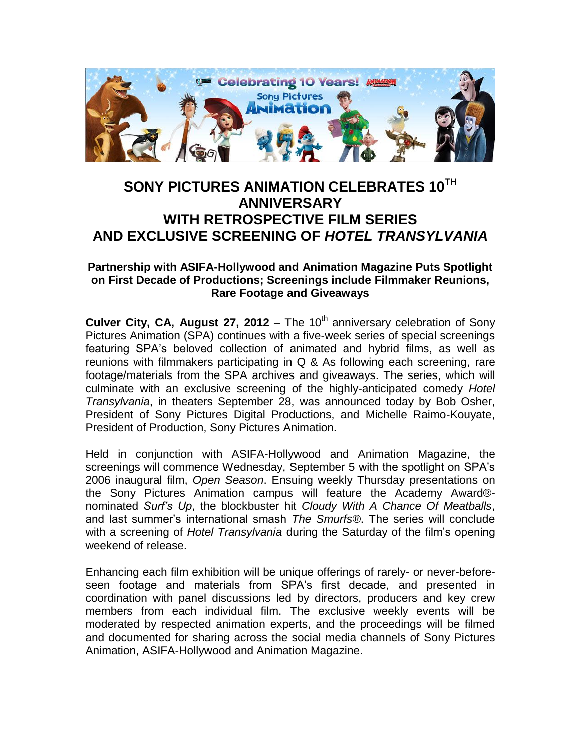# SONY PICTURES ANIMATION CELEBRATES 10TH ANNIVERSARY WITH RETROSPECTIVE FILM SERIES AND EXCLUSIVE SCREENING OF *HOTEL TRANSYLVANIA*

**Partnership with ASIFA-Hollywood and Animation Magazine Puts Spotlight on First Decade of Productions; Screenings include Filmmaker Reunions, Rare Footage and Giveaways**

**Culver City, CA, August 27, 2012** – The 10th anniversary celebration of Sony Pictures Animation (SPA) continues with a five-week series of special screenings featuring SPA's beloved collection of animated and hybrid films, as well as reunions with filmmakers participating in Q & As following each screening, rare footage/materials from the SPA archives and giveaways. The series, which will culminate with an exclusive screening of the highly-anticipated comedy *Hotel Transylvania*, in theaters September 28, was announced today by Bob Osher, President of Sony Pictures Digital Productions, and Michelle Raimo-Kouyate, President of Production, Sony Pictures Animation.

Held in conjunction with ASIFA-Hollywood and Animation Magazine, the screenings will commence Wednesday, September 5 with the spotlight on SPA's 2006 inaugural film, *Open Season*. Ensuing weekly Thursday presentations on the Sony Pictures Animation campus will feature the Academy Award®-nominated *Surf's Up*, the blockbuster hit *Cloudy With A Chance Of Meatballs*, and last summer's international smash *The Smurfs*®. The series will conclude with a screening of *Hotel Transylvania* during the Saturday of the film's opening weekend of release.

Enhancing each film exhibition will be unique offerings of rarely- or never-before-seen footage and materials from SPA's first decade, and presented in coordination with panel discussions led by directors, producers and key crew members from each individual film. The exclusive weekly events will be moderated by respected animation experts, and the proceedings will be filmed and documented for sharing across the social media channels of Sony Pictures Animation, ASIFA-Hollywood and Animation Magazine.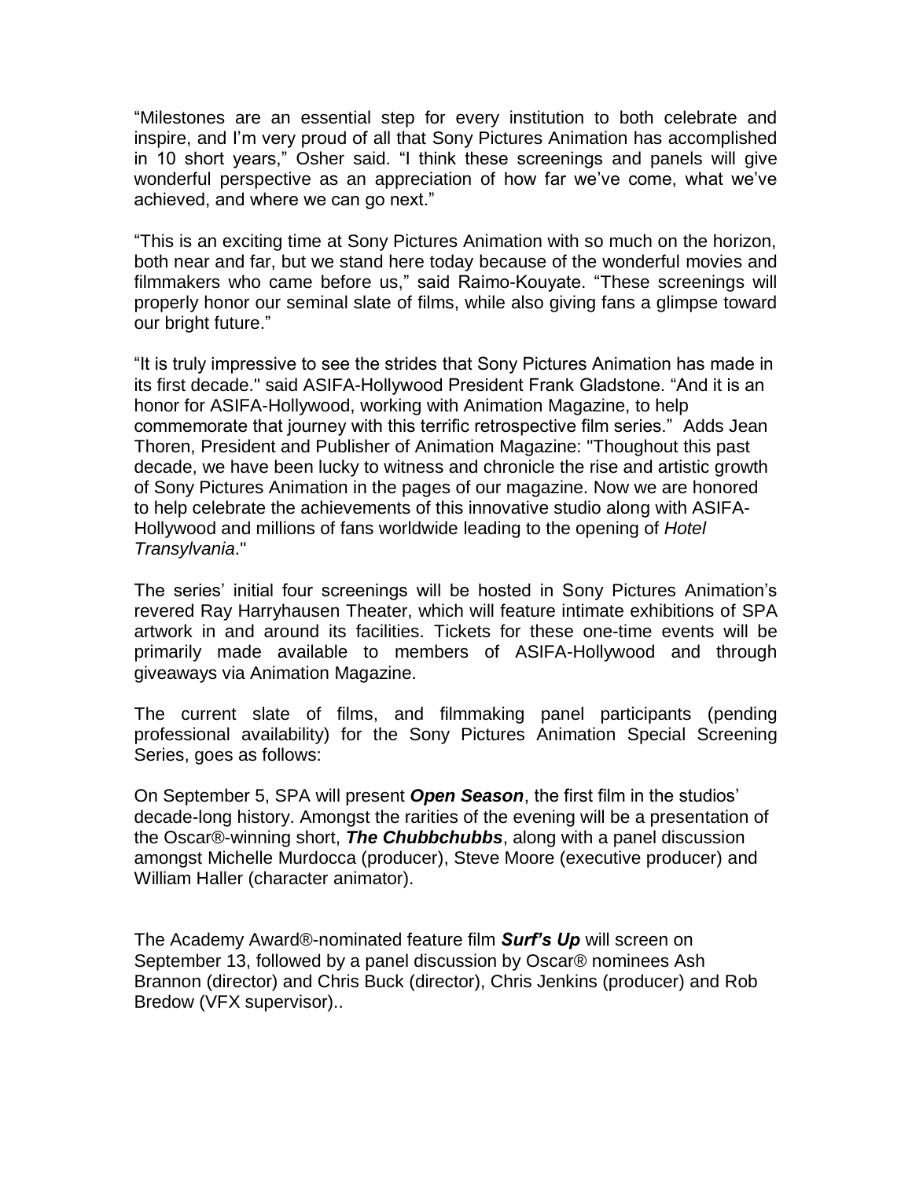"Milestones are an essential step for every institution to both celebrate and inspire, and I'm very proud of all that Sony Pictures Animation has accomplished in 10 short years," Osher said. "I think these screenings and panels will give wonderful perspective as an appreciation of how far we've come, what we've achieved, and where we can go next."

"This is an exciting time at Sony Pictures Animation with so much on the horizon, both near and far, but we stand here today because of the wonderful movies and filmmakers who came before us," said Raimo-Kouyate. "These screenings will properly honor our seminal slate of films, while also giving fans a glimpse toward our bright future."

"It is truly impressive to see the strides that Sony Pictures Animation has made in its first decade." said ASIFA-Hollywood President Frank Gladstone. "And it is an honor for ASIFA-Hollywood, working with Animation Magazine, to help commemorate that journey with this terrific retrospective film series." Adds Jean Thoren, President and Publisher of Animation Magazine: "Thoughout this past decade, we have been lucky to witness and chronicle the rise and artistic growth of Sony Pictures Animation in the pages of our magazine. Now we are honored to help celebrate the achievements of this innovative studio along with ASIFA-Hollywood and millions of fans worldwide leading to the opening of *Hotel Transylvania*."

The series' initial four screenings will be hosted in Sony Pictures Animation's revered Ray Harryhausen Theater, which will feature intimate exhibitions of SPA artwork in and around its facilities. Tickets for these one-time events will be primarily made available to members of ASIFA-Hollywood and through giveaways via Animation Magazine.

The current slate of films, and filmmaking panel participants (pending professional availability) for the Sony Pictures Animation Special Screening Series, goes as follows:

On September 5, SPA will present ***Open Season***, the first film in the studios' decade-long history. Amongst the rarities of the evening will be a presentation of the Oscar®-winning short, ***The Chubbchubbs***, along with a panel discussion amongst Michelle Murdocca (producer), Steve Moore (executive producer) and William Haller (character animator).

The Academy Award®-nominated feature film ***Surf's Up*** will screen on September 13, followed by a panel discussion by Oscar® nominees Ash Brannon (director) and Chris Buck (director), Chris Jenkins (producer) and Rob Bredow (VFX supervisor)..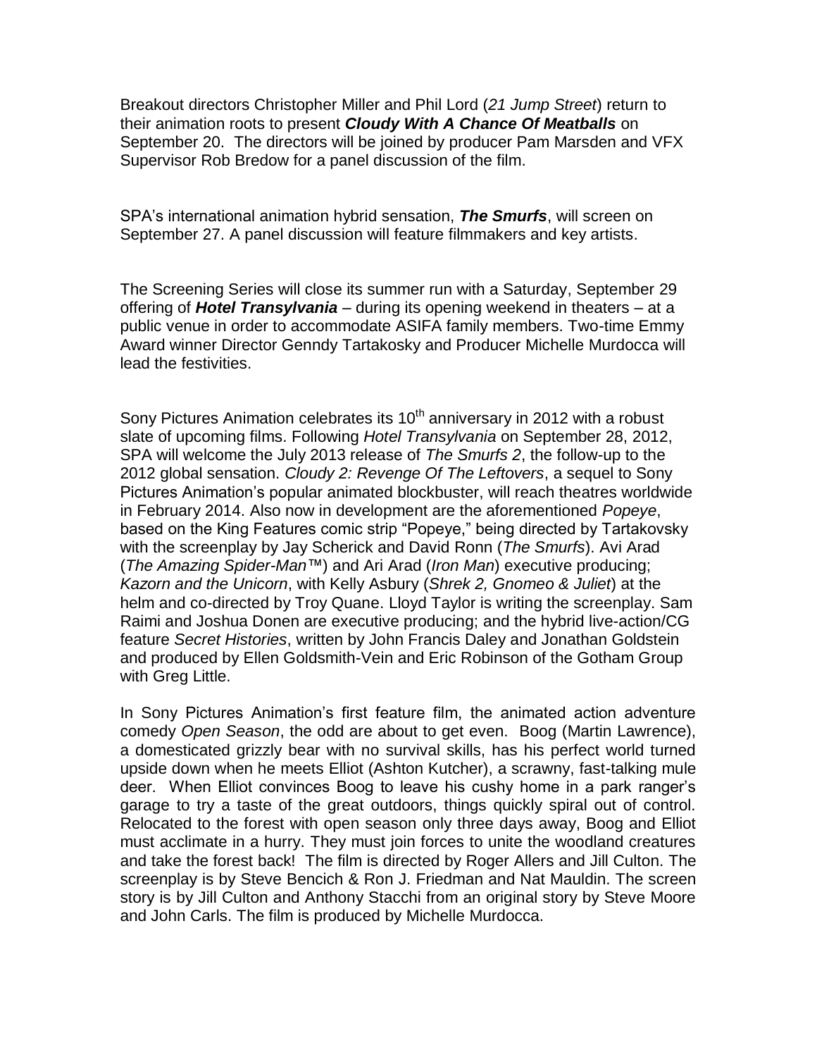Breakout directors Christopher Miller and Phil Lord (*21 Jump Street*) return to their animation roots to present ***Cloudy With A Chance Of Meatballs*** on September 20. The directors will be joined by producer Pam Marsden and VFX Supervisor Rob Bredow for a panel discussion of the film.

SPA's international animation hybrid sensation, ***The Smurfs***, will screen on September 27. A panel discussion will feature filmmakers and key artists.

The Screening Series will close its summer run with a Saturday, September 29 offering of ***Hotel Transylvania*** – during its opening weekend in theaters – at a public venue in order to accommodate ASIFA family members. Two-time Emmy Award winner Director Genndy Tartakosky and Producer Michelle Murdocca will lead the festivities.

Sony Pictures Animation celebrates its 10th anniversary in 2012 with a robust slate of upcoming films. Following *Hotel Transylvania* on September 28, 2012, SPA will welcome the July 2013 release of *The Smurfs 2*, the follow-up to the 2012 global sensation. *Cloudy 2: Revenge Of The Leftovers*, a sequel to Sony Pictures Animation's popular animated blockbuster, will reach theatres worldwide in February 2014. Also now in development are the aforementioned *Popeye*, based on the King Features comic strip "Popeye," being directed by Tartakovsky with the screenplay by Jay Scherick and David Ronn (*The Smurfs*). Avi Arad (*The Amazing Spider-Man™*) and Ari Arad (*Iron Man*) executive producing; *Kazorn and the Unicorn*, with Kelly Asbury (*Shrek 2, Gnomeo & Juliet*) at the helm and co-directed by Troy Quane. Lloyd Taylor is writing the screenplay. Sam Raimi and Joshua Donen are executive producing; and the hybrid live-action/CG feature *Secret Histories*, written by John Francis Daley and Jonathan Goldstein and produced by Ellen Goldsmith-Vein and Eric Robinson of the Gotham Group with Greg Little.

In Sony Pictures Animation's first feature film, the animated action adventure comedy *Open Season*, the odd are about to get even. Boog (Martin Lawrence), a domesticated grizzly bear with no survival skills, has his perfect world turned upside down when he meets Elliot (Ashton Kutcher), a scrawny, fast-talking mule deer. When Elliot convinces Boog to leave his cushy home in a park ranger's garage to try a taste of the great outdoors, things quickly spiral out of control. Relocated to the forest with open season only three days away, Boog and Elliot must acclimate in a hurry. They must join forces to unite the woodland creatures and take the forest back! The film is directed by Roger Allers and Jill Culton. The screenplay is by Steve Bencich & Ron J. Friedman and Nat Mauldin. The screen story is by Jill Culton and Anthony Stacchi from an original story by Steve Moore and John Carls. The film is produced by Michelle Murdocca.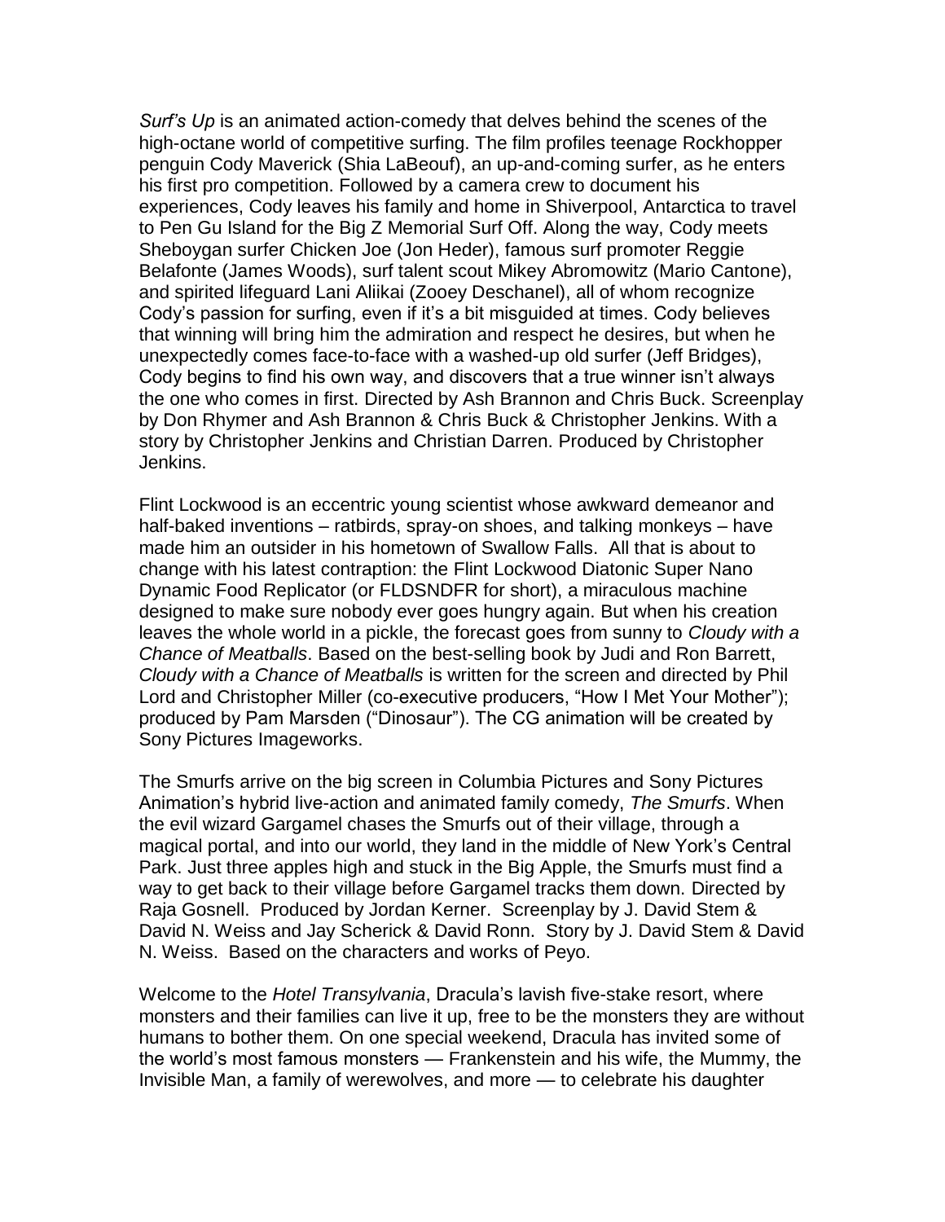*Surf's Up* is an animated action-comedy that delves behind the scenes of the high-octane world of competitive surfing. The film profiles teenage Rockhopper penguin Cody Maverick (Shia LaBeouf), an up-and-coming surfer, as he enters his first pro competition. Followed by a camera crew to document his experiences, Cody leaves his family and home in Shiverpool, Antarctica to travel to Pen Gu Island for the Big Z Memorial Surf Off. Along the way, Cody meets Sheboygan surfer Chicken Joe (Jon Heder), famous surf promoter Reggie Belafonte (James Woods), surf talent scout Mikey Abromowitz (Mario Cantone), and spirited lifeguard Lani Aliikai (Zooey Deschanel), all of whom recognize Cody's passion for surfing, even if it's a bit misguided at times. Cody believes that winning will bring him the admiration and respect he desires, but when he unexpectedly comes face-to-face with a washed-up old surfer (Jeff Bridges), Cody begins to find his own way, and discovers that a true winner isn't always the one who comes in first. Directed by Ash Brannon and Chris Buck. Screenplay by Don Rhymer and Ash Brannon & Chris Buck & Christopher Jenkins. With a story by Christopher Jenkins and Christian Darren. Produced by Christopher Jenkins.

Flint Lockwood is an eccentric young scientist whose awkward demeanor and half-baked inventions – ratbirds, spray-on shoes, and talking monkeys – have made him an outsider in his hometown of Swallow Falls. All that is about to change with his latest contraption: the Flint Lockwood Diatonic Super Nano Dynamic Food Replicator (or FLDSNDFR for short), a miraculous machine designed to make sure nobody ever goes hungry again. But when his creation leaves the whole world in a pickle, the forecast goes from sunny to *Cloudy with a Chance of Meatballs*. Based on the best-selling book by Judi and Ron Barrett, *Cloudy with a Chance of Meatballs* is written for the screen and directed by Phil Lord and Christopher Miller (co-executive producers, "How I Met Your Mother"); produced by Pam Marsden ("Dinosaur"). The CG animation will be created by Sony Pictures Imageworks.

The Smurfs arrive on the big screen in Columbia Pictures and Sony Pictures Animation's hybrid live-action and animated family comedy, *The Smurfs*. When the evil wizard Gargamel chases the Smurfs out of their village, through a magical portal, and into our world, they land in the middle of New York's Central Park. Just three apples high and stuck in the Big Apple, the Smurfs must find a way to get back to their village before Gargamel tracks them down. Directed by Raja Gosnell. Produced by Jordan Kerner. Screenplay by J. David Stem & David N. Weiss and Jay Scherick & David Ronn. Story by J. David Stem & David N. Weiss. Based on the characters and works of Peyo.

Welcome to the *Hotel Transylvania*, Dracula's lavish five-stake resort, where monsters and their families can live it up, free to be the monsters they are without humans to bother them. On one special weekend, Dracula has invited some of the world's most famous monsters — Frankenstein and his wife, the Mummy, the Invisible Man, a family of werewolves, and more — to celebrate his daughter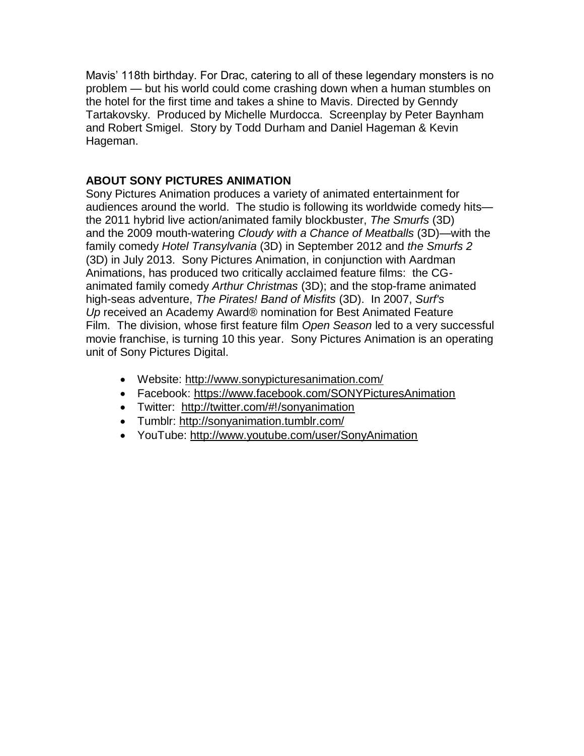Mavis' 118th birthday. For Drac, catering to all of these legendary monsters is no problem — but his world could come crashing down when a human stumbles on the hotel for the first time and takes a shine to Mavis. Directed by Genndy Tartakovsky. Produced by Michelle Murdocca. Screenplay by Peter Baynham and Robert Smigel. Story by Todd Durham and Daniel Hageman & Kevin Hageman.

**ABOUT SONY PICTURES ANIMATION**

Sony Pictures Animation produces a variety of animated entertainment for audiences around the world. The studio is following its worldwide comedy hits—the 2011 hybrid live action/animated family blockbuster, *The Smurfs* (3D) and the 2009 mouth-watering *Cloudy with a Chance of Meatballs* (3D)—with the family comedy *Hotel Transylvania* (3D) in September 2012 and *the Smurfs 2* (3D) in July 2013. Sony Pictures Animation, in conjunction with Aardman Animations, has produced two critically acclaimed feature films: the CG-animated family comedy *Arthur Christmas* (3D); and the stop-frame animated high-seas adventure, *The Pirates! Band of Misfits* (3D). In 2007, *Surf's Up* received an Academy Award® nomination for Best Animated Feature Film. The division, whose first feature film *Open Season* led to a very successful movie franchise, is turning 10 this year. Sony Pictures Animation is an operating unit of Sony Pictures Digital.

- Website: http://www.sonypicturesanimation.com/
- Facebook: https://www.facebook.com/SONYPicturesAnimation
- Twitter: http://twitter.com/#!/sonyanimation
- Tumblr: http://sonyanimation.tumblr.com/
- YouTube: http://www.youtube.com/user/SonyAnimation